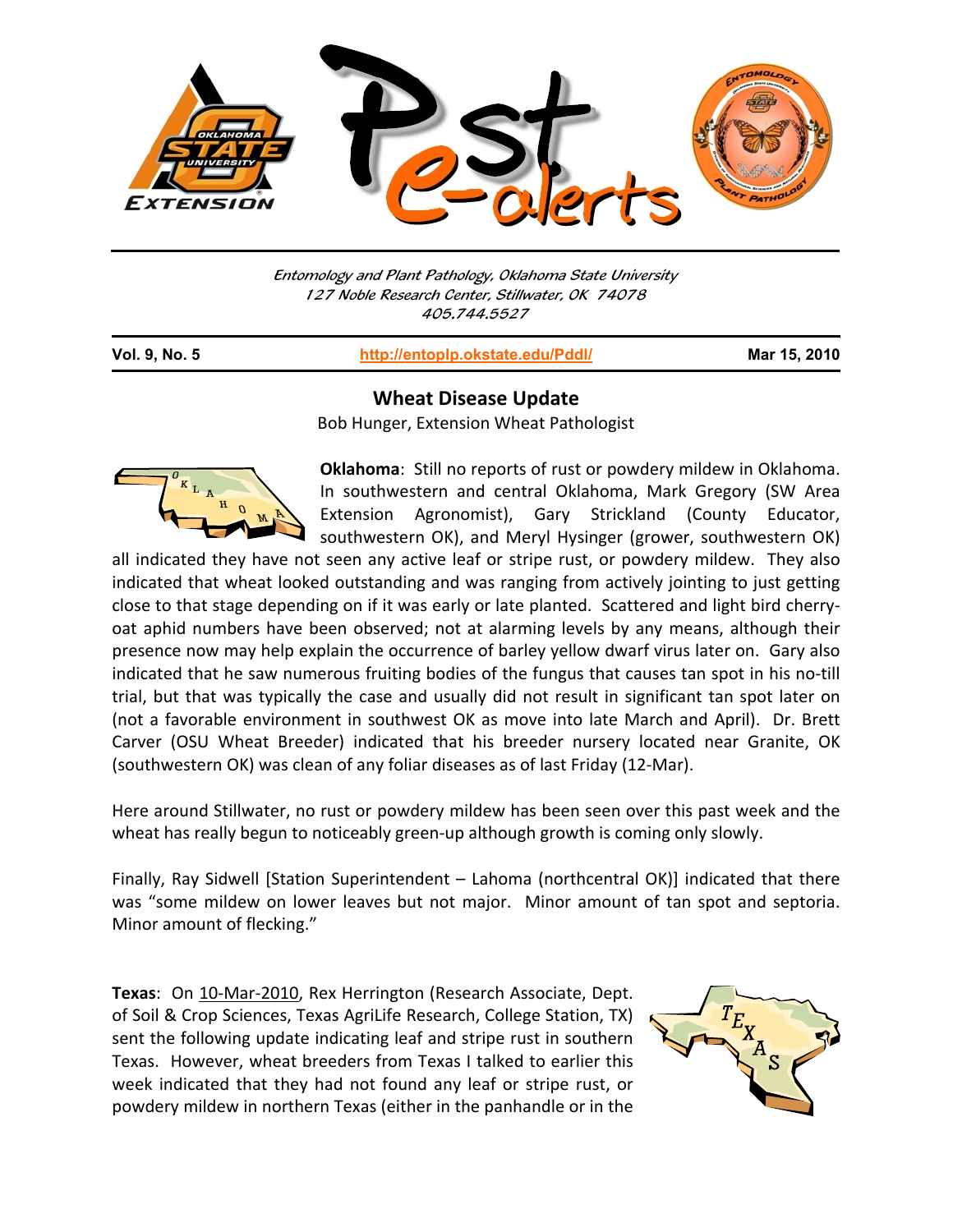Entomology and Plant Pathology, Oklahoma State University
127 Noble Research Center, Stillwater, OK 74078
405.744.5527

**Vol. 9, No. 5** | **http://entoplp.okstate.edu/Pddl/** | **Mar 15, 2010**

## Wheat Disease Update

Bob Hunger, Extension Wheat Pathologist

**Oklahoma**: Still no reports of rust or powdery mildew in Oklahoma. In southwestern and central Oklahoma, Mark Gregory (SW Area Extension Agronomist), Gary Strickland (County Educator, southwestern OK), and Meryl Hysinger (grower, southwestern OK) all indicated they have not seen any active leaf or stripe rust, or powdery mildew. They also indicated that wheat looked outstanding and was ranging from actively jointing to just getting close to that stage depending on if it was early or late planted. Scattered and light bird cherry-oat aphid numbers have been observed; not at alarming levels by any means, although their presence now may help explain the occurrence of barley yellow dwarf virus later on. Gary also indicated that he saw numerous fruiting bodies of the fungus that causes tan spot in his no-till trial, but that was typically the case and usually did not result in significant tan spot later on (not a favorable environment in southwest OK as move into late March and April). Dr. Brett Carver (OSU Wheat Breeder) indicated that his breeder nursery located near Granite, OK (southwestern OK) was clean of any foliar diseases as of last Friday (12-Mar).

Here around Stillwater, no rust or powdery mildew has been seen over this past week and the wheat has really begun to noticeably green-up although growth is coming only slowly.

Finally, Ray Sidwell [Station Superintendent – Lahoma (northcentral OK)] indicated that there was "some mildew on lower leaves but not major. Minor amount of tan spot and septoria. Minor amount of flecking."

**Texas**: On 10-Mar-2010, Rex Herrington (Research Associate, Dept. of Soil & Crop Sciences, Texas AgriLife Research, College Station, TX) sent the following update indicating leaf and stripe rust in southern Texas. However, wheat breeders from Texas I talked to earlier this week indicated that they had not found any leaf or stripe rust, or powdery mildew in northern Texas (either in the panhandle or in the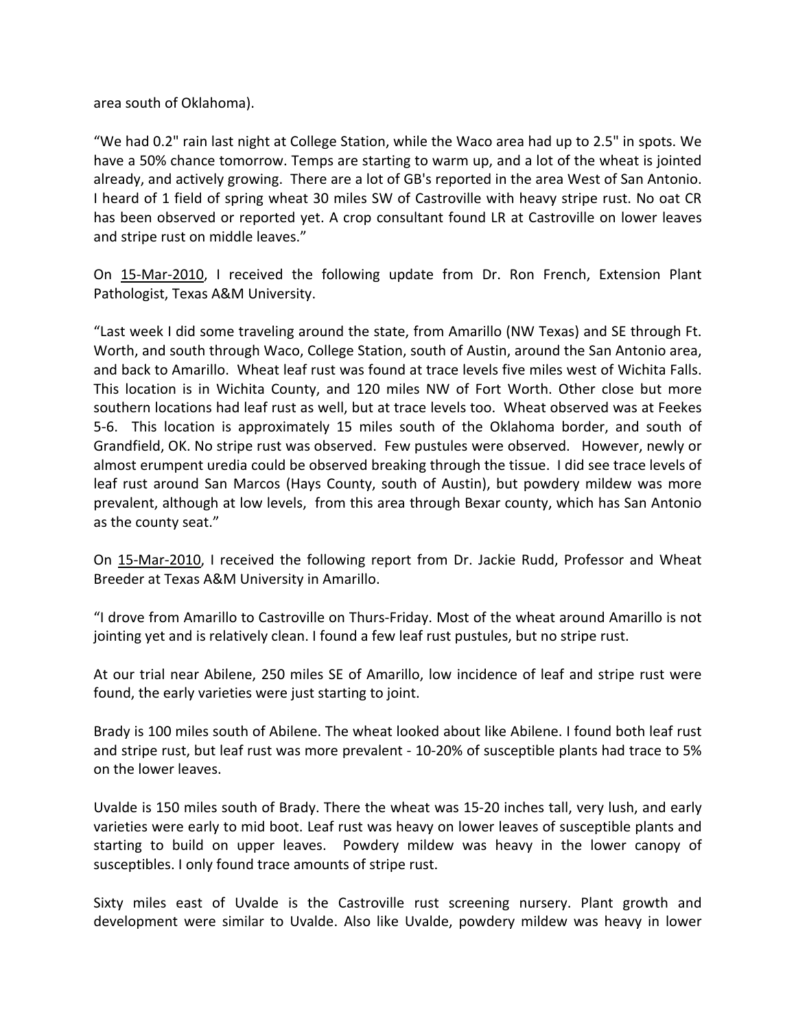area south of Oklahoma).

"We had 0.2" rain last night at College Station, while the Waco area had up to 2.5" in spots. We have a 50% chance tomorrow. Temps are starting to warm up, and a lot of the wheat is jointed already, and actively growing. There are a lot of GB's reported in the area West of San Antonio. I heard of 1 field of spring wheat 30 miles SW of Castroville with heavy stripe rust. No oat CR has been observed or reported yet. A crop consultant found LR at Castroville on lower leaves and stripe rust on middle leaves."

On 15-Mar-2010, I received the following update from Dr. Ron French, Extension Plant Pathologist, Texas A&M University.

"Last week I did some traveling around the state, from Amarillo (NW Texas) and SE through Ft. Worth, and south through Waco, College Station, south of Austin, around the San Antonio area, and back to Amarillo. Wheat leaf rust was found at trace levels five miles west of Wichita Falls. This location is in Wichita County, and 120 miles NW of Fort Worth. Other close but more southern locations had leaf rust as well, but at trace levels too. Wheat observed was at Feekes 5-6. This location is approximately 15 miles south of the Oklahoma border, and south of Grandfield, OK. No stripe rust was observed. Few pustules were observed. However, newly or almost erumpent uredia could be observed breaking through the tissue. I did see trace levels of leaf rust around San Marcos (Hays County, south of Austin), but powdery mildew was more prevalent, although at low levels, from this area through Bexar county, which has San Antonio as the county seat."

On 15-Mar-2010, I received the following report from Dr. Jackie Rudd, Professor and Wheat Breeder at Texas A&M University in Amarillo.

"I drove from Amarillo to Castroville on Thurs-Friday. Most of the wheat around Amarillo is not jointing yet and is relatively clean. I found a few leaf rust pustules, but no stripe rust.

At our trial near Abilene, 250 miles SE of Amarillo, low incidence of leaf and stripe rust were found, the early varieties were just starting to joint.

Brady is 100 miles south of Abilene. The wheat looked about like Abilene. I found both leaf rust and stripe rust, but leaf rust was more prevalent - 10-20% of susceptible plants had trace to 5% on the lower leaves.

Uvalde is 150 miles south of Brady. There the wheat was 15-20 inches tall, very lush, and early varieties were early to mid boot. Leaf rust was heavy on lower leaves of susceptible plants and starting to build on upper leaves. Powdery mildew was heavy in the lower canopy of susceptibles. I only found trace amounts of stripe rust.

Sixty miles east of Uvalde is the Castroville rust screening nursery. Plant growth and development were similar to Uvalde. Also like Uvalde, powdery mildew was heavy in lower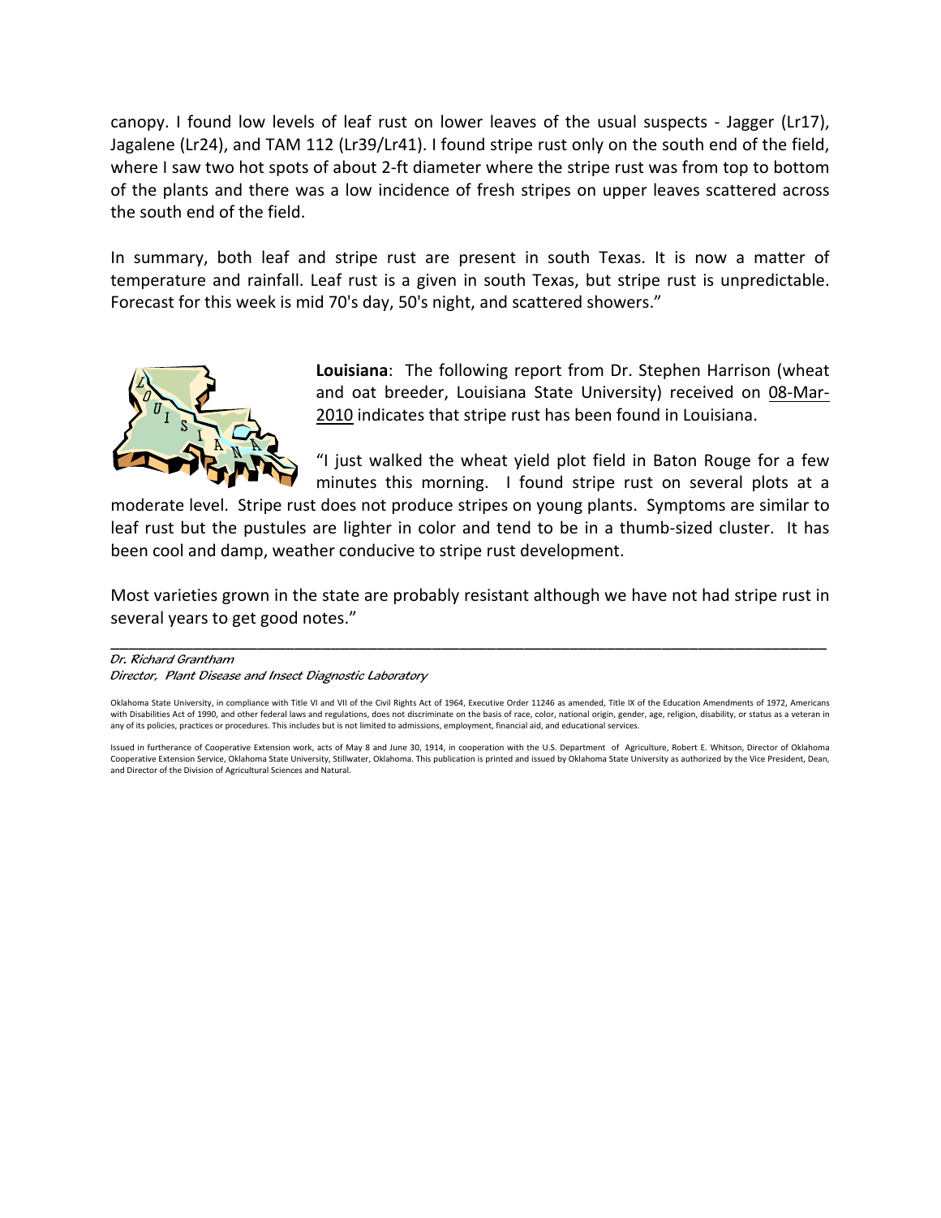canopy. I found low levels of leaf rust on lower leaves of the usual suspects - Jagger (Lr17), Jagalene (Lr24), and TAM 112 (Lr39/Lr41). I found stripe rust only on the south end of the field, where I saw two hot spots of about 2-ft diameter where the stripe rust was from top to bottom of the plants and there was a low incidence of fresh stripes on upper leaves scattered across the south end of the field.

In summary, both leaf and stripe rust are present in south Texas. It is now a matter of temperature and rainfall. Leaf rust is a given in south Texas, but stripe rust is unpredictable. Forecast for this week is mid 70's day, 50's night, and scattered showers."

**Louisiana**: The following report from Dr. Stephen Harrison (wheat and oat breeder, Louisiana State University) received on 08-Mar-2010 indicates that stripe rust has been found in Louisiana.

"I just walked the wheat yield plot field in Baton Rouge for a few minutes this morning. I found stripe rust on several plots at a moderate level. Stripe rust does not produce stripes on young plants. Symptoms are similar to leaf rust but the pustules are lighter in color and tend to be in a thumb-sized cluster. It has been cool and damp, weather conducive to stripe rust development.

Most varieties grown in the state are probably resistant although we have not had stripe rust in several years to get good notes."

---

*Dr. Richard Grantham*
*Director, Plant Disease and Insect Diagnostic Laboratory*

Oklahoma State University, in compliance with Title VI and VII of the Civil Rights Act of 1964, Executive Order 11246 as amended, Title IX of the Education Amendments of 1972, Americans with Disabilities Act of 1990, and other federal laws and regulations, does not discriminate on the basis of race, color, national origin, gender, age, religion, disability, or status as a veteran in any of its policies, practices or procedures. This includes but is not limited to admissions, employment, financial aid, and educational services.

Issued in furtherance of Cooperative Extension work, acts of May 8 and June 30, 1914, in cooperation with the U.S. Department of Agriculture, Robert E. Whitson, Director of Oklahoma Cooperative Extension Service, Oklahoma State University, Stillwater, Oklahoma. This publication is printed and issued by Oklahoma State University as authorized by the Vice President, Dean, and Director of the Division of Agricultural Sciences and Natural.